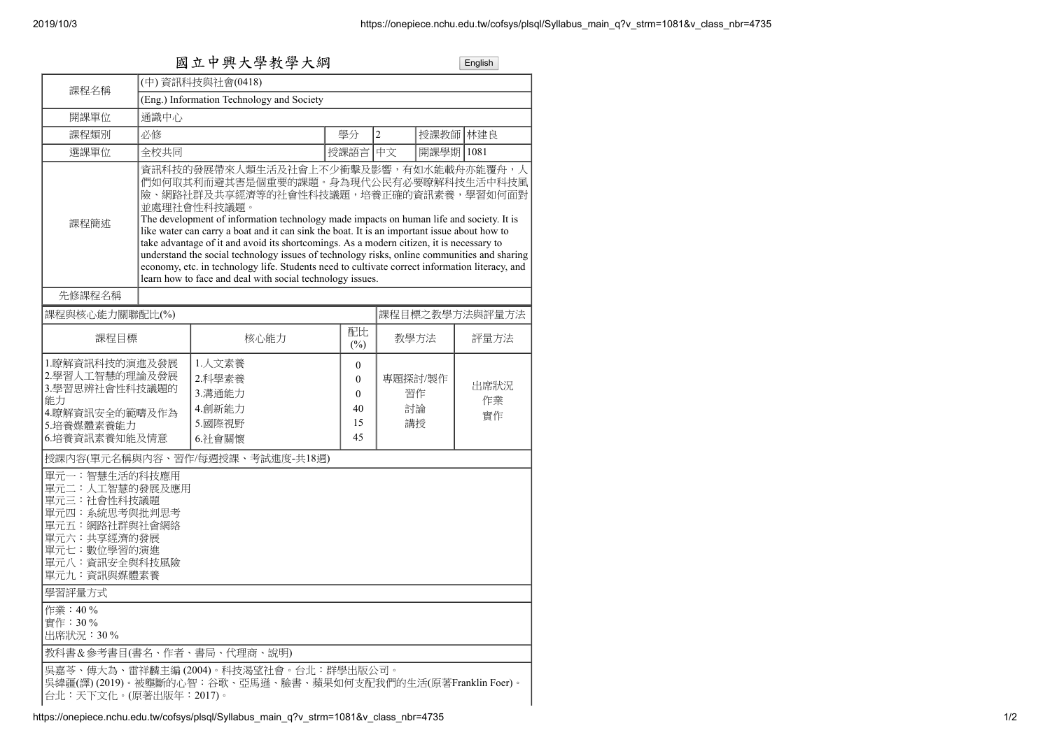# 國立中興大學教學大綱

English

| 課程名稱 | (中) 資訊科技與社會(0418) | | | | |
|---|---|---|---|---|---|
| | (Eng.) Information Technology and Society | | | | |
| 開課單位 | 通識中心 | | | | |
| 課程類別 | 必修 | 學分 | 2 | 授課教師 | 林建良 |
| 選課單位 | 全校共同 | 授課語言 | 中文 | 開課學期 | 1081 |
| 課程簡述 | 資訊科技的發展帶來人類生活及社會上不少衝擊及影響，有如水能載舟亦能覆舟，人們如何取其利而避其害是個重要的課題。身為現代公民有必要瞭解科技生活中科技風險、網路社群及共享經濟等的社會性科技議題，培養正確的資訊素養，學習如何面對並處理社會性科技議題。<br>The development of information technology made impacts on human life and society. It is like water can carry a boat and it can sink the boat. It is an important issue about how to take advantage of it and avoid its shortcomings. As a modern citizen, it is necessary to understand the social technology issues of technology risks, online communities and sharing economy, etc. in technology life. Students need to cultivate correct information literacy, and learn how to face and deal with social technology issues. | | | | |
| 先修課程名稱 | | | | | |

| 課程與核心能力關聯配比(%) | | | 課程目標之教學方法與評量方法 | |
|---|---|---|---|---|
| 課程目標 | 核心能力 | 配比(%) | 教學方法 | 評量方法 |
| 1.瞭解資訊科技的演進及發展<br>2.學習人工智慧的理論及發展<br>3.學習思辨社會性科技議題的能力<br>4.瞭解資訊安全的範疇及作為<br>5.培養媒體素養能力<br>6.培養資訊素養知能及情意 | 1.人文素養<br>2.科學素養<br>3.溝通能力<br>4.創新能力<br>5.國際視野<br>6.社會關懷 | 0<br>0<br>0<br>40<br>15<br>45 | 專題探討/製作<br>習作<br>討論<br>講授 | 出席狀況<br>作業<br>實作 |

授課內容(單元名稱與內容、習作/每週授課、考試進度-共18週)

單元一：智慧生活的科技應用
單元二：人工智慧的發展及應用
單元三：社會性科技議題
單元四：系統思考與批判思考
單元五：網路社群與社會網絡
單元六：共享經濟的發展
單元七：數位學習的演進
單元八：資訊安全與科技風險
單元九：資訊與媒體素養

學習評量方式

作業：40％
實作：30％
出席狀況：30％

教科書&參考書目(書名、作者、書局、代理商、說明)

吳嘉苓、傅大為、雷祥麟主編 (2004)。科技渴望社會。台北：群學出版公司。
吳緯疆(譯) (2019)。被壟斷的心智：谷歌、亞馬遜、臉書、蘋果如何支配我們的生活(原著Franklin Foer)。台北：天下文化。(原著出版年：2017)。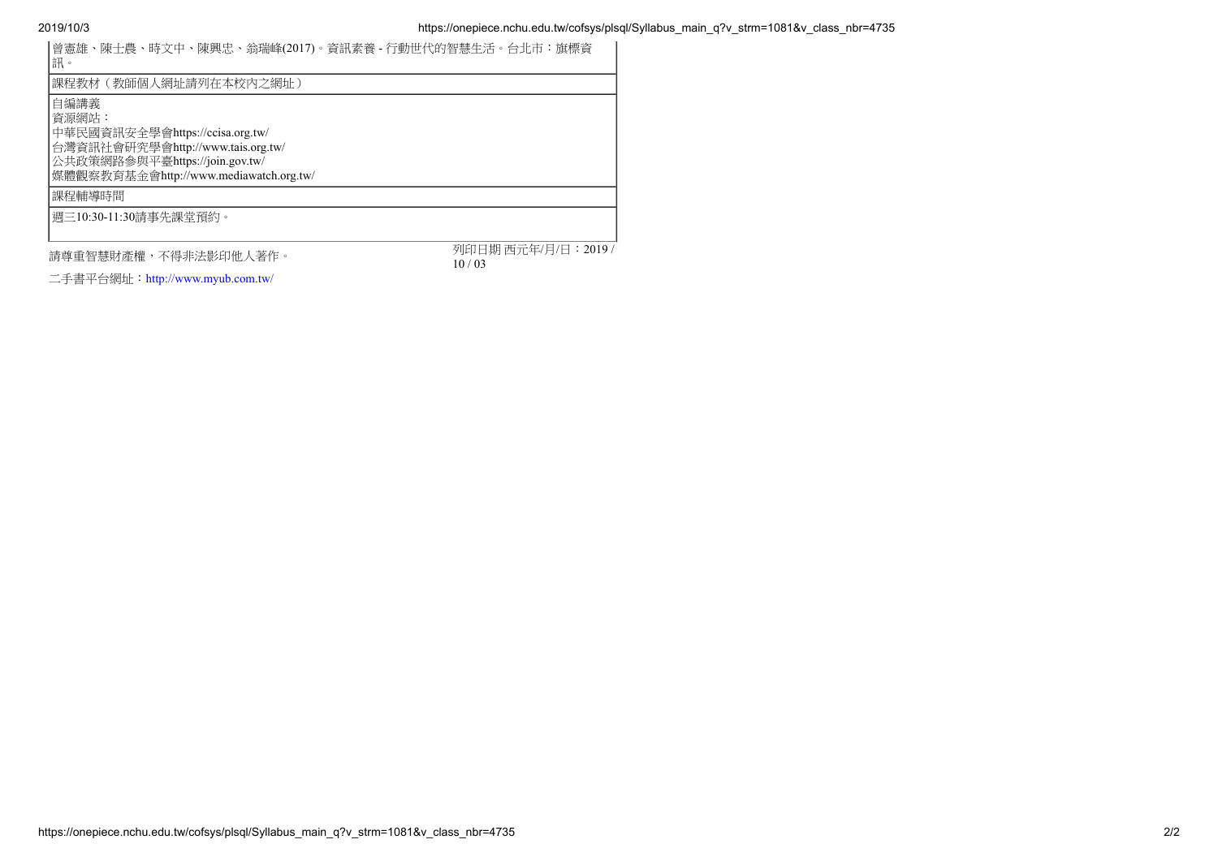| |
|---|
| 曾憲雄、陳士農、時文中、陳興忠、翁瑞峰(2017)。資訊素養 - 行動世代的智慧生活。台北市：旗標資訊。 |
| 課程教材（教師個人網址請列在本校內之網址） |
| 自編講義<br>資源網站：<br>中華民國資訊安全學會https://ccisa.org.tw/<br>台灣資訊社會研究學會http://www.tais.org.tw/<br>公共政策網路參與平臺https://join.gov.tw/<br>媒體觀察教育基金會http://www.mediawatch.org.tw/ |
| 課程輔導時間 |
| 週三10:30-11:30請事先課堂預約。 |

請尊重智慧財產權，不得非法影印他人著作。

列印日期 西元年/月/日：2019 / 10 / 03

二手書平台網址：http://www.myub.com.tw/